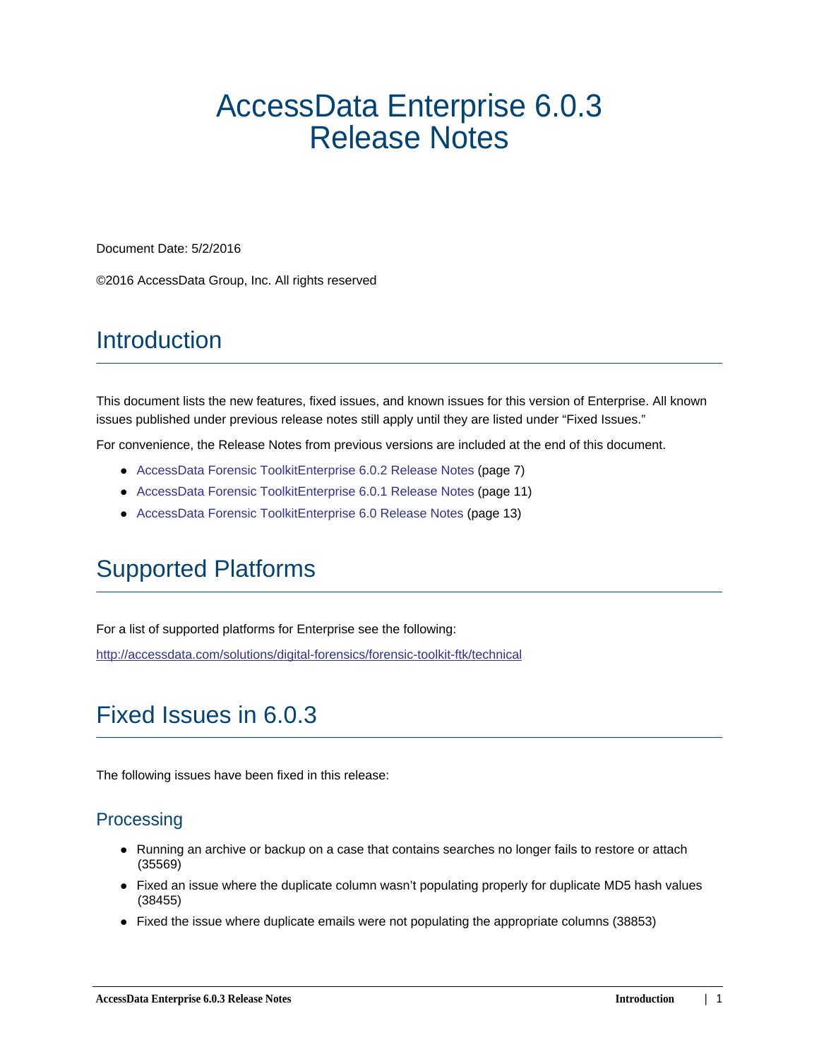# AccessData Enterprise 6.0.3 Release Notes

Document Date: 5/2/2016

©2016 AccessData Group, Inc. All rights reserved

## Introduction

This document lists the new features, fixed issues, and known issues for this version of Enterprise. All known issues published under previous release notes still apply until they are listed under "Fixed Issues."

For convenience, the Release Notes from previous versions are included at the end of this document.

- AccessData Forensic ToolkitEnterprise 6.0.2 Release Notes (page 7)
- AccessData Forensic ToolkitEnterprise 6.0.1 Release Notes (page 11)
- AccessData Forensic ToolkitEnterprise 6.0 Release Notes (page 13)

## Supported Platforms

For a list of supported platforms for Enterprise see the following:

http://accessdata.com/solutions/digital-forensics/forensic-toolkit-ftk/technical

## Fixed Issues in 6.0.3

The following issues have been fixed in this release:

### Processing

- Running an archive or backup on a case that contains searches no longer fails to restore or attach (35569)
- Fixed an issue where the duplicate column wasn't populating properly for duplicate MD5 hash values (38455)
- Fixed the issue where duplicate emails were not populating the appropriate columns (38853)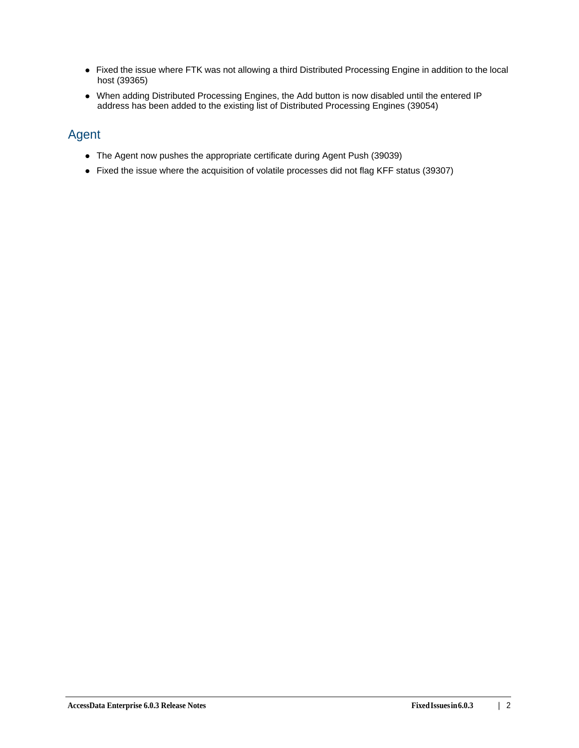- Fixed the issue where FTK was not allowing a third Distributed Processing Engine in addition to the local host (39365)
- When adding Distributed Processing Engines, the Add button is now disabled until the entered IP address has been added to the existing list of Distributed Processing Engines (39054)

## Agent

- The Agent now pushes the appropriate certificate during Agent Push (39039)
- Fixed the issue where the acquisition of volatile processes did not flag KFF status (39307)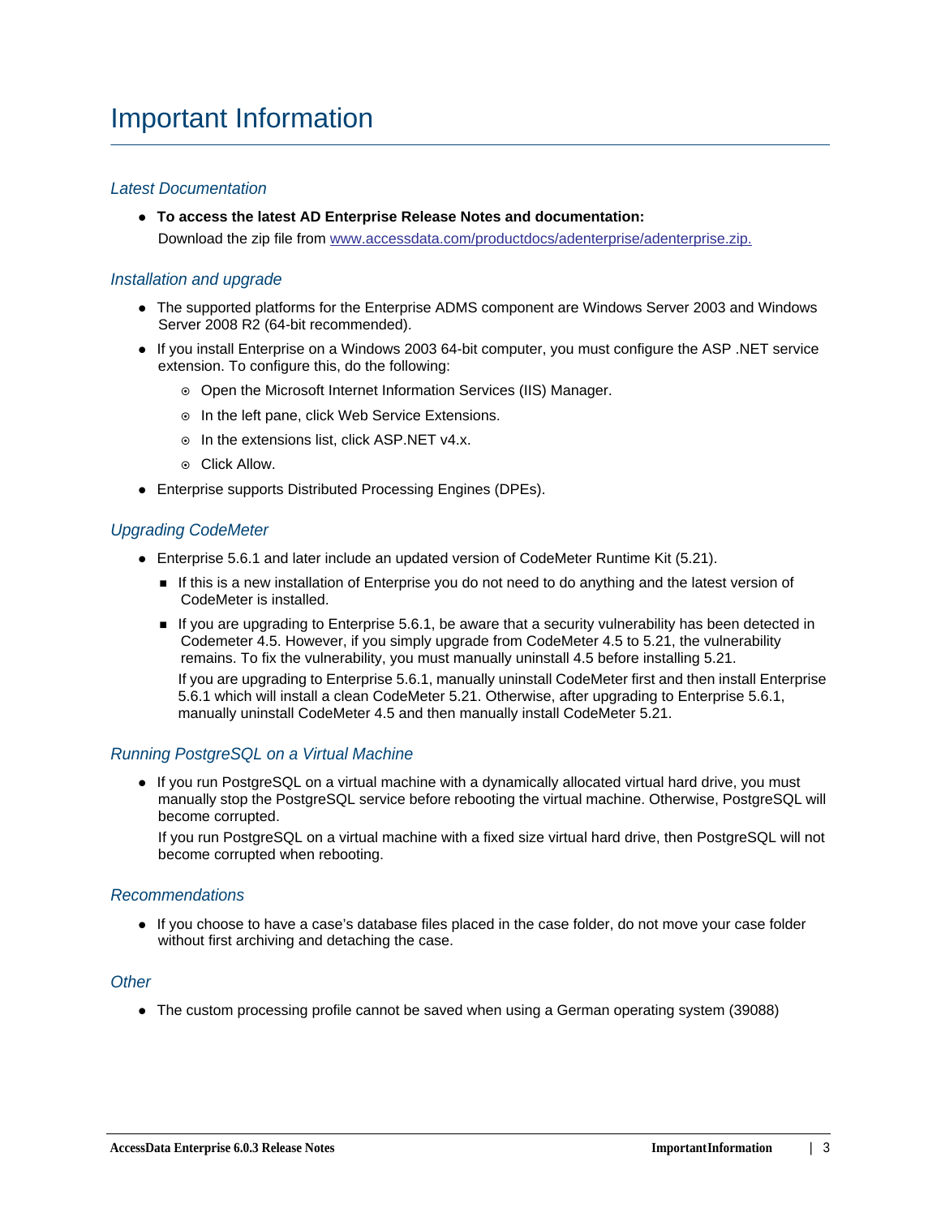# Important Information

### *Latest Documentation*

- **To access the latest AD Enterprise Release Notes and documentation:**
  Download the zip file from www.accessdata.com/productdocs/adenterprise/adenterprise.zip.

### *Installation and upgrade*

- The supported platforms for the Enterprise ADMS component are Windows Server 2003 and Windows Server 2008 R2 (64-bit recommended).
- If you install Enterprise on a Windows 2003 64-bit computer, you must configure the ASP .NET service extension. To configure this, do the following:
  - Open the Microsoft Internet Information Services (IIS) Manager.
  - In the left pane, click Web Service Extensions.
  - In the extensions list, click ASP.NET v4.x.
  - Click Allow.
- Enterprise supports Distributed Processing Engines (DPEs).

### *Upgrading CodeMeter*

- Enterprise 5.6.1 and later include an updated version of CodeMeter Runtime Kit (5.21).
  - If this is a new installation of Enterprise you do not need to do anything and the latest version of CodeMeter is installed.
  - If you are upgrading to Enterprise 5.6.1, be aware that a security vulnerability has been detected in Codemeter 4.5. However, if you simply upgrade from CodeMeter 4.5 to 5.21, the vulnerability remains. To fix the vulnerability, you must manually uninstall 4.5 before installing 5.21.

    If you are upgrading to Enterprise 5.6.1, manually uninstall CodeMeter first and then install Enterprise 5.6.1 which will install a clean CodeMeter 5.21. Otherwise, after upgrading to Enterprise 5.6.1, manually uninstall CodeMeter 4.5 and then manually install CodeMeter 5.21.

### *Running PostgreSQL on a Virtual Machine*

- If you run PostgreSQL on a virtual machine with a dynamically allocated virtual hard drive, you must manually stop the PostgreSQL service before rebooting the virtual machine. Otherwise, PostgreSQL will become corrupted.

  If you run PostgreSQL on a virtual machine with a fixed size virtual hard drive, then PostgreSQL will not become corrupted when rebooting.

### *Recommendations*

- If you choose to have a case's database files placed in the case folder, do not move your case folder without first archiving and detaching the case.

### *Other*

- The custom processing profile cannot be saved when using a German operating system (39088)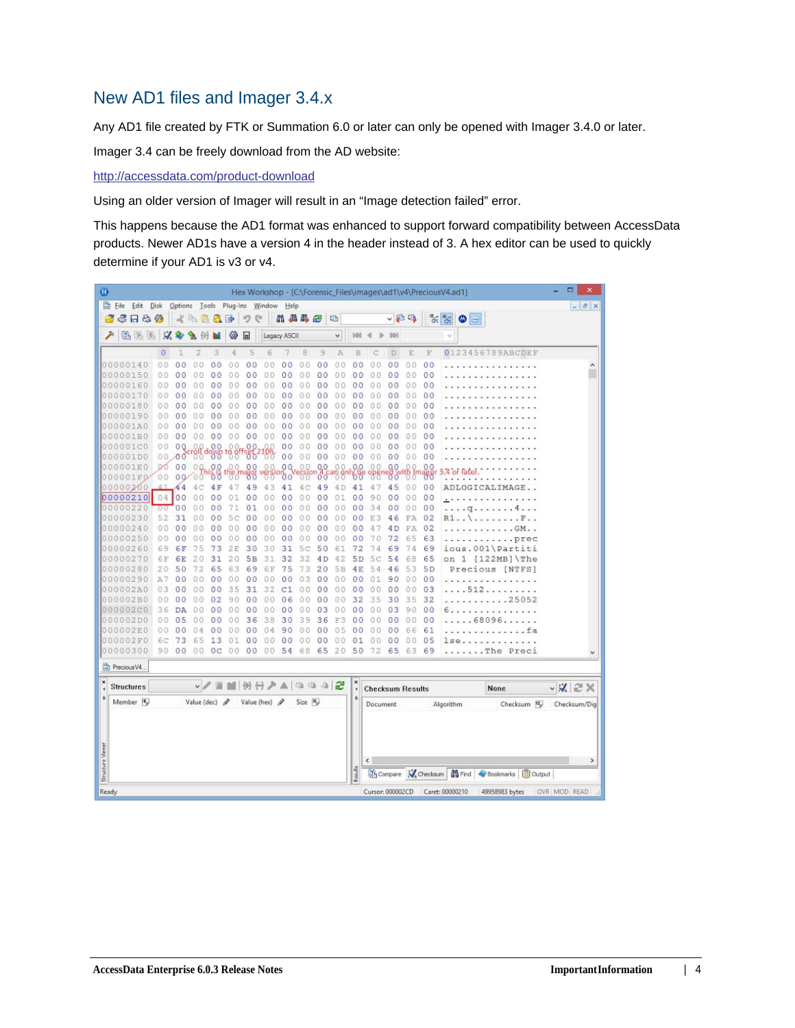## New AD1 files and Imager 3.4.x

Any AD1 file created by FTK or Summation 6.0 or later can only be opened with Imager 3.4.0 or later.

Imager 3.4 can be freely download from the AD website:

http://accessdata.com/product-download

Using an older version of Imager will result in an "Image detection failed" error.

This happens because the AD1 format was enhanced to support forward compatibility between AccessData products. Newer AD1s have a version 4 in the header instead of 3. A hex editor can be used to quickly determine if your AD1 is v3 or v4.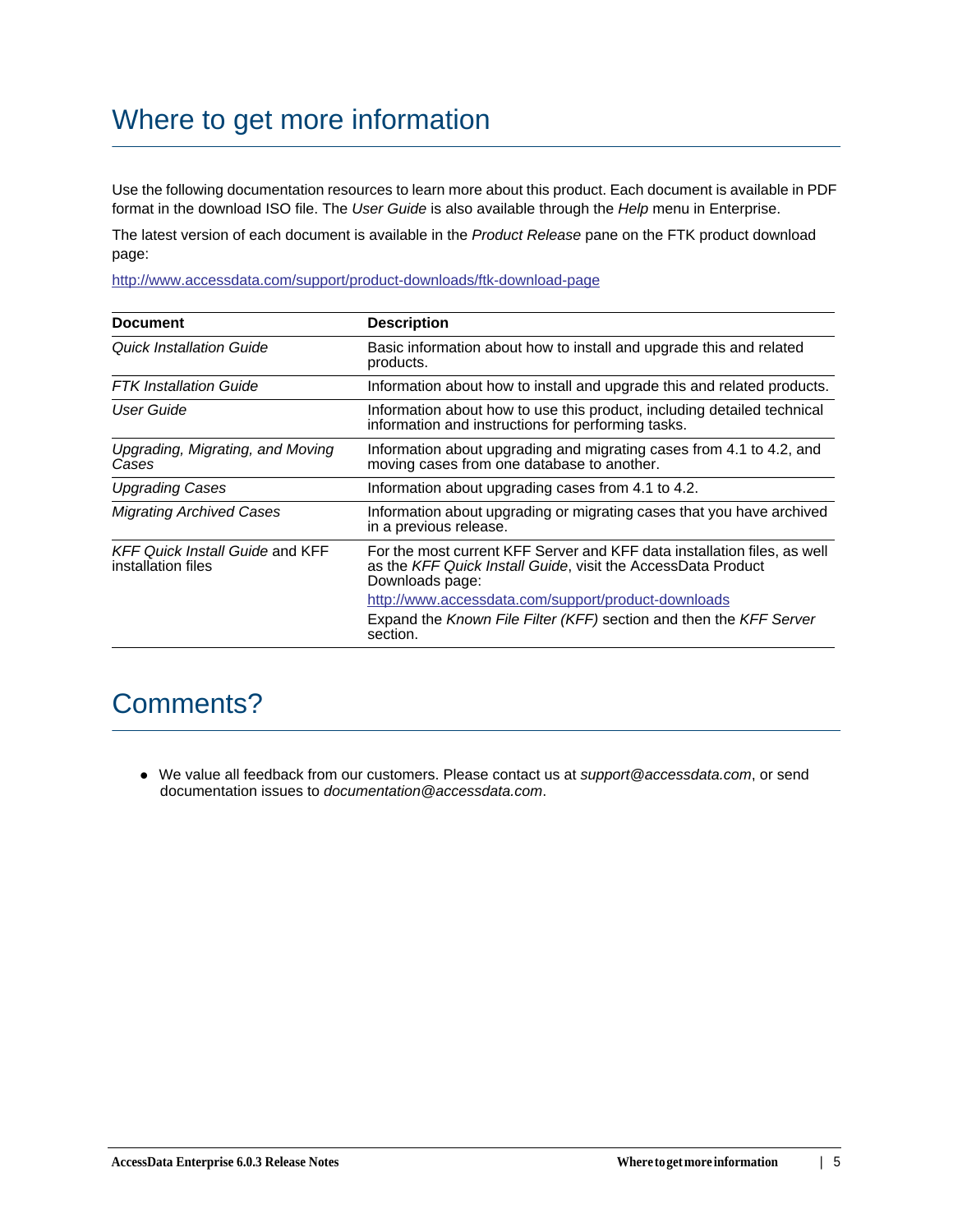# Where to get more information

Use the following documentation resources to learn more about this product. Each document is available in PDF format in the download ISO file. The *User Guide* is also available through the *Help* menu in Enterprise.

The latest version of each document is available in the *Product Release* pane on the FTK product download page:

http://www.accessdata.com/support/product-downloads/ftk-download-page

| Document | Description |
|---|---|
| *Quick Installation Guide* | Basic information about how to install and upgrade this and related products. |
| *FTK Installation Guide* | Information about how to install and upgrade this and related products. |
| *User Guide* | Information about how to use this product, including detailed technical information and instructions for performing tasks. |
| *Upgrading, Migrating, and Moving Cases* | Information about upgrading and migrating cases from 4.1 to 4.2, and moving cases from one database to another. |
| *Upgrading Cases* | Information about upgrading cases from 4.1 to 4.2. |
| *Migrating Archived Cases* | Information about upgrading or migrating cases that you have archived in a previous release. |
| *KFF Quick Install Guide* and KFF installation files | For the most current KFF Server and KFF data installation files, as well as the *KFF Quick Install Guide*, visit the AccessData Product Downloads page: http://www.accessdata.com/support/product-downloads Expand the *Known File Filter (KFF)* section and then the *KFF Server* section. |

# Comments?

- We value all feedback from our customers. Please contact us at *support@accessdata.com*, or send documentation issues to *documentation@accessdata.com*.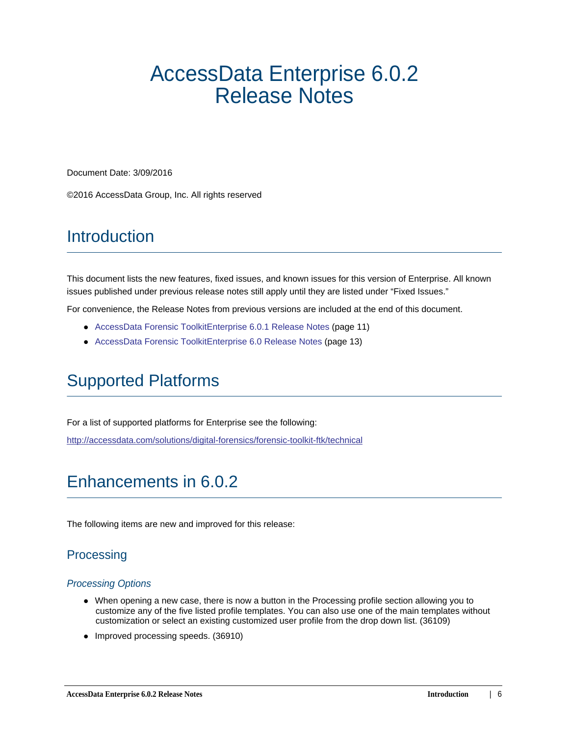# AccessData Enterprise 6.0.2 Release Notes

Document Date: 3/09/2016

©2016 AccessData Group, Inc. All rights reserved

## Introduction

This document lists the new features, fixed issues, and known issues for this version of Enterprise. All known issues published under previous release notes still apply until they are listed under “Fixed Issues.”

For convenience, the Release Notes from previous versions are included at the end of this document.

- AccessData Forensic ToolkitEnterprise 6.0.1 Release Notes (page 11)
- AccessData Forensic ToolkitEnterprise 6.0 Release Notes (page 13)

## Supported Platforms

For a list of supported platforms for Enterprise see the following:

http://accessdata.com/solutions/digital-forensics/forensic-toolkit-ftk/technical

## Enhancements in 6.0.2

The following items are new and improved for this release:

### Processing

#### *Processing Options*

- When opening a new case, there is now a button in the Processing profile section allowing you to customize any of the five listed profile templates. You can also use one of the main templates without customization or select an existing customized user profile from the drop down list. (36109)
- Improved processing speeds. (36910)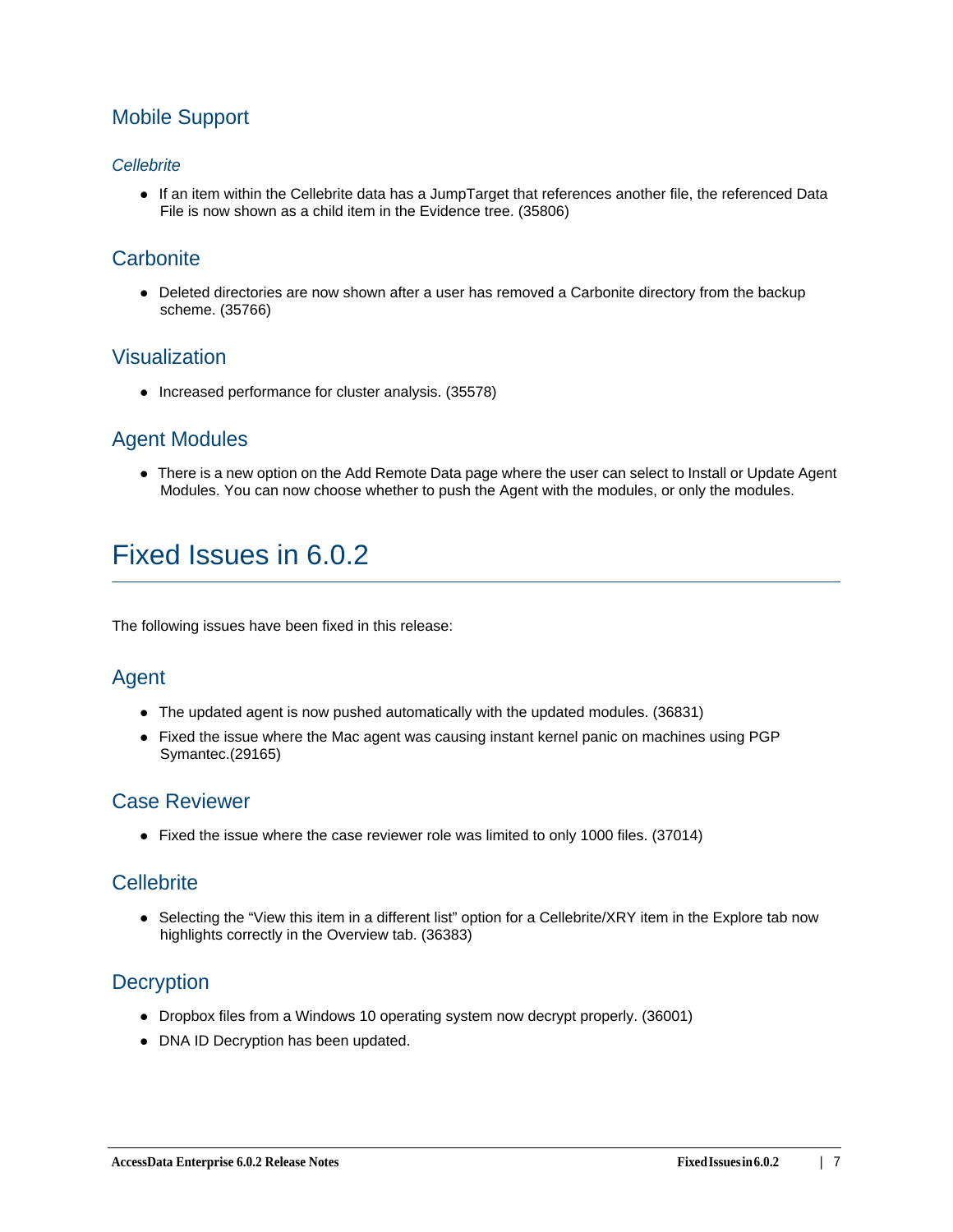## Mobile Support

### *Cellebrite*

- If an item within the Cellebrite data has a JumpTarget that references another file, the referenced Data File is now shown as a child item in the Evidence tree. (35806)

## Carbonite

- Deleted directories are now shown after a user has removed a Carbonite directory from the backup scheme. (35766)

## Visualization

- Increased performance for cluster analysis. (35578)

## Agent Modules

- There is a new option on the Add Remote Data page where the user can select to Install or Update Agent Modules. You can now choose whether to push the Agent with the modules, or only the modules.

# Fixed Issues in 6.0.2

The following issues have been fixed in this release:

## Agent

- The updated agent is now pushed automatically with the updated modules. (36831)
- Fixed the issue where the Mac agent was causing instant kernel panic on machines using PGP Symantec.(29165)

## Case Reviewer

- Fixed the issue where the case reviewer role was limited to only 1000 files. (37014)

## Cellebrite

- Selecting the “View this item in a different list” option for a Cellebrite/XRY item in the Explore tab now highlights correctly in the Overview tab. (36383)

## Decryption

- Dropbox files from a Windows 10 operating system now decrypt properly. (36001)
- DNA ID Decryption has been updated.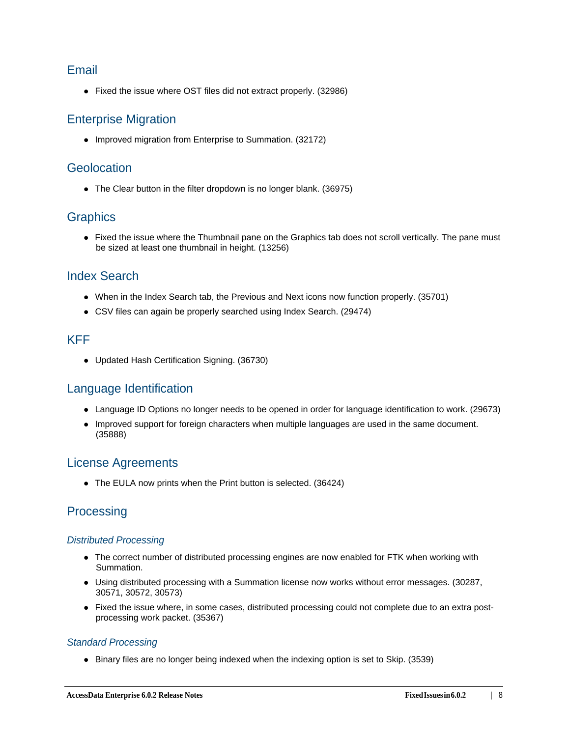## Email

- Fixed the issue where OST files did not extract properly. (32986)

## Enterprise Migration

- Improved migration from Enterprise to Summation. (32172)

## Geolocation

- The Clear button in the filter dropdown is no longer blank. (36975)

## Graphics

- Fixed the issue where the Thumbnail pane on the Graphics tab does not scroll vertically. The pane must be sized at least one thumbnail in height. (13256)

## Index Search

- When in the Index Search tab, the Previous and Next icons now function properly. (35701)
- CSV files can again be properly searched using Index Search. (29474)

## KFF

- Updated Hash Certification Signing. (36730)

## Language Identification

- Language ID Options no longer needs to be opened in order for language identification to work. (29673)
- Improved support for foreign characters when multiple languages are used in the same document. (35888)

## License Agreements

- The EULA now prints when the Print button is selected. (36424)

## Processing

### *Distributed Processing*

- The correct number of distributed processing engines are now enabled for FTK when working with Summation.
- Using distributed processing with a Summation license now works without error messages. (30287, 30571, 30572, 30573)
- Fixed the issue where, in some cases, distributed processing could not complete due to an extra post-processing work packet. (35367)

### *Standard Processing*

- Binary files are no longer being indexed when the indexing option is set to Skip. (3539)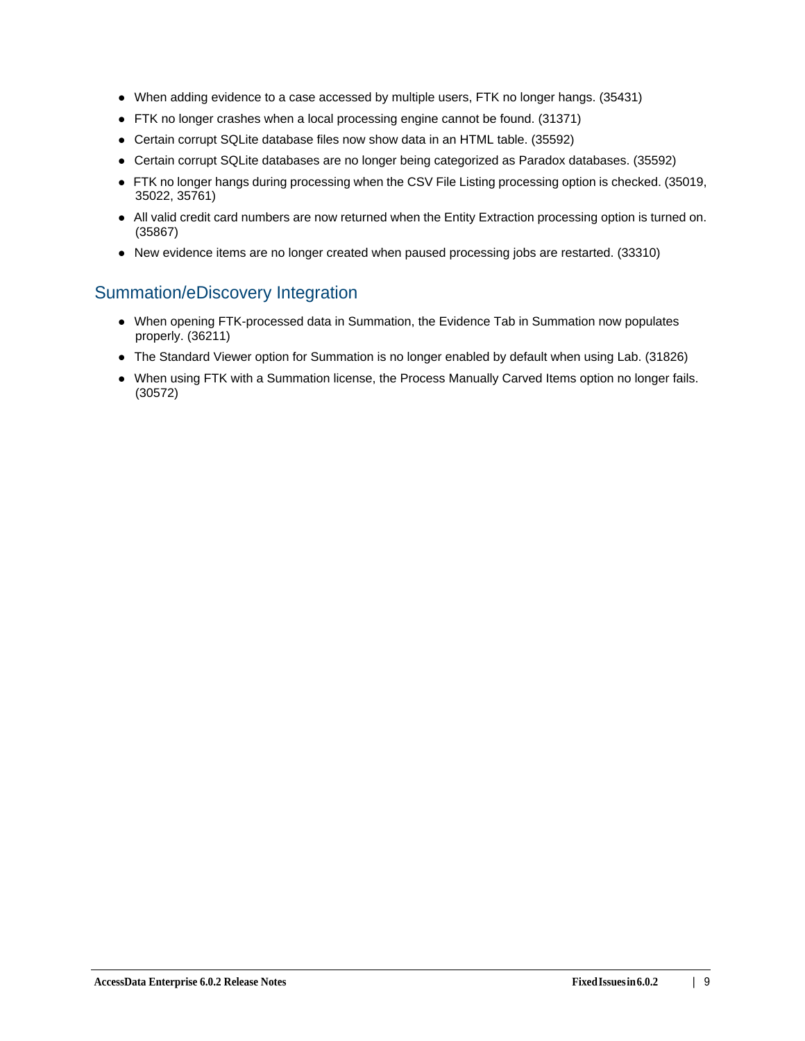- When adding evidence to a case accessed by multiple users, FTK no longer hangs. (35431)
- FTK no longer crashes when a local processing engine cannot be found. (31371)
- Certain corrupt SQLite database files now show data in an HTML table. (35592)
- Certain corrupt SQLite databases are no longer being categorized as Paradox databases. (35592)
- FTK no longer hangs during processing when the CSV File Listing processing option is checked. (35019, 35022, 35761)
- All valid credit card numbers are now returned when the Entity Extraction processing option is turned on. (35867)
- New evidence items are no longer created when paused processing jobs are restarted. (33310)

## Summation/eDiscovery Integration

- When opening FTK-processed data in Summation, the Evidence Tab in Summation now populates properly. (36211)
- The Standard Viewer option for Summation is no longer enabled by default when using Lab. (31826)
- When using FTK with a Summation license, the Process Manually Carved Items option no longer fails. (30572)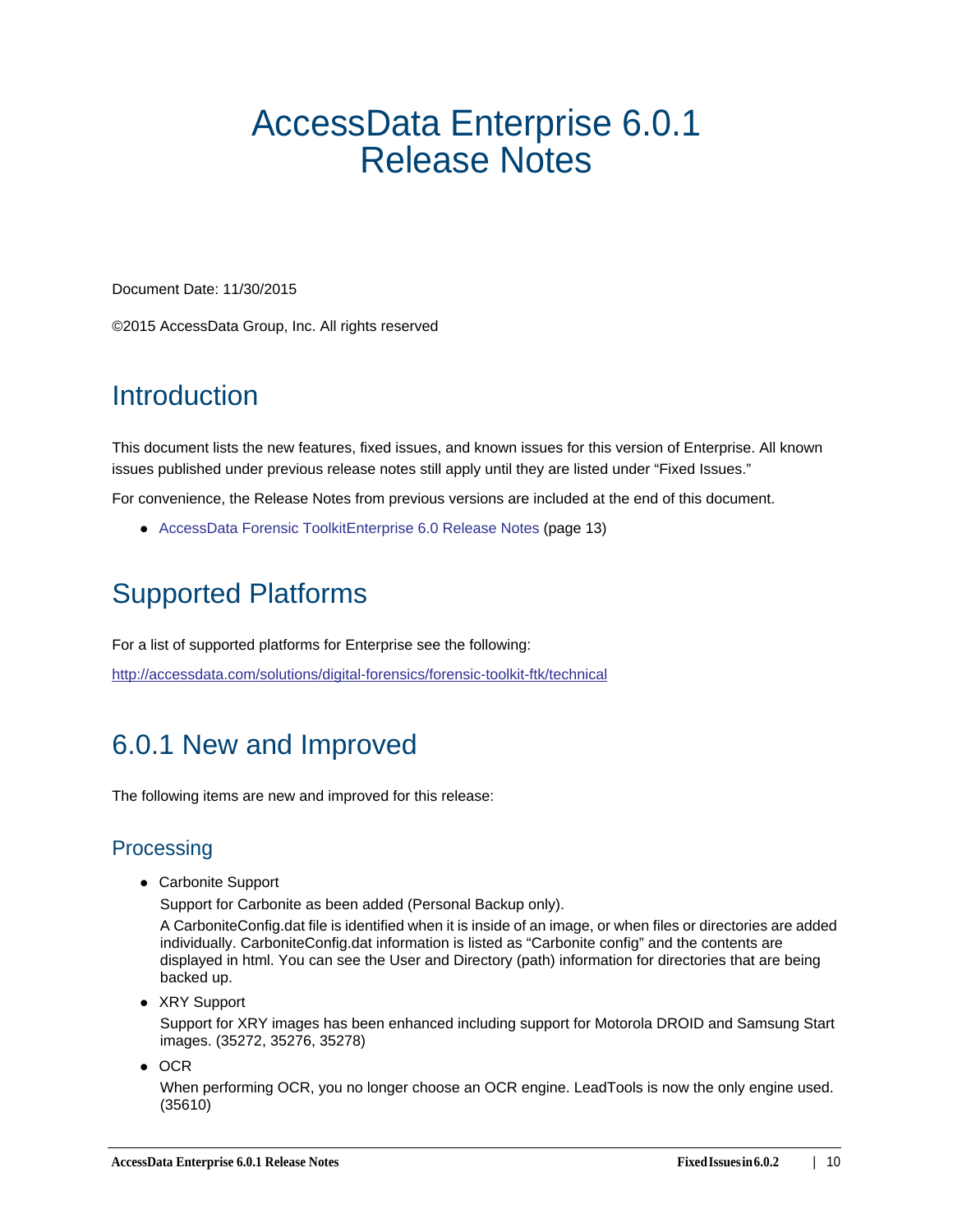# AccessData Enterprise 6.0.1 Release Notes

Document Date: 11/30/2015

©2015 AccessData Group, Inc. All rights reserved

## Introduction

This document lists the new features, fixed issues, and known issues for this version of Enterprise. All known issues published under previous release notes still apply until they are listed under "Fixed Issues."

For convenience, the Release Notes from previous versions are included at the end of this document.

- AccessData Forensic ToolkitEnterprise 6.0 Release Notes (page 13)

## Supported Platforms

For a list of supported platforms for Enterprise see the following:

http://accessdata.com/solutions/digital-forensics/forensic-toolkit-ftk/technical

## 6.0.1 New and Improved

The following items are new and improved for this release:

### Processing

- Carbonite Support

  Support for Carbonite as been added (Personal Backup only).

  A CarboniteConfig.dat file is identified when it is inside of an image, or when files or directories are added individually. CarboniteConfig.dat information is listed as "Carbonite config" and the contents are displayed in html. You can see the User and Directory (path) information for directories that are being backed up.

- XRY Support

  Support for XRY images has been enhanced including support for Motorola DROID and Samsung Start images. (35272, 35276, 35278)

- OCR

  When performing OCR, you no longer choose an OCR engine. LeadTools is now the only engine used. (35610)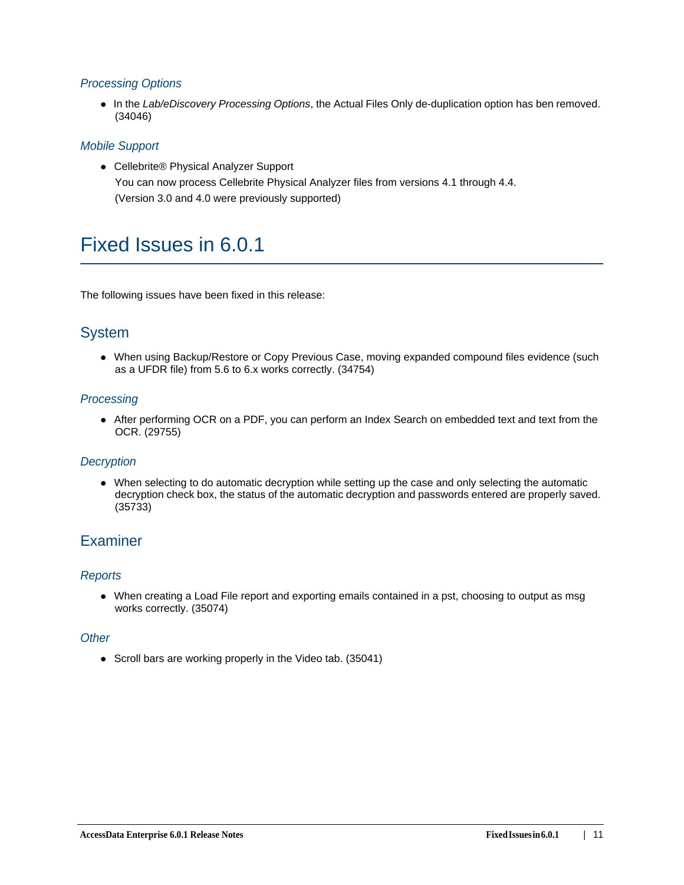### *Processing Options*

- In the *Lab/eDiscovery Processing Options*, the Actual Files Only de-duplication option has ben removed. (34046)

### *Mobile Support*

- Cellebrite® Physical Analyzer Support
  You can now process Cellebrite Physical Analyzer files from versions 4.1 through 4.4.
  (Version 3.0 and 4.0 were previously supported)

# Fixed Issues in 6.0.1

The following issues have been fixed in this release:

## System

- When using Backup/Restore or Copy Previous Case, moving expanded compound files evidence (such as a UFDR file) from 5.6 to 6.x works correctly. (34754)

### *Processing*

- After performing OCR on a PDF, you can perform an Index Search on embedded text and text from the OCR. (29755)

### *Decryption*

- When selecting to do automatic decryption while setting up the case and only selecting the automatic decryption check box, the status of the automatic decryption and passwords entered are properly saved. (35733)

## Examiner

### *Reports*

- When creating a Load File report and exporting emails contained in a pst, choosing to output as msg works correctly. (35074)

### *Other*

- Scroll bars are working properly in the Video tab. (35041)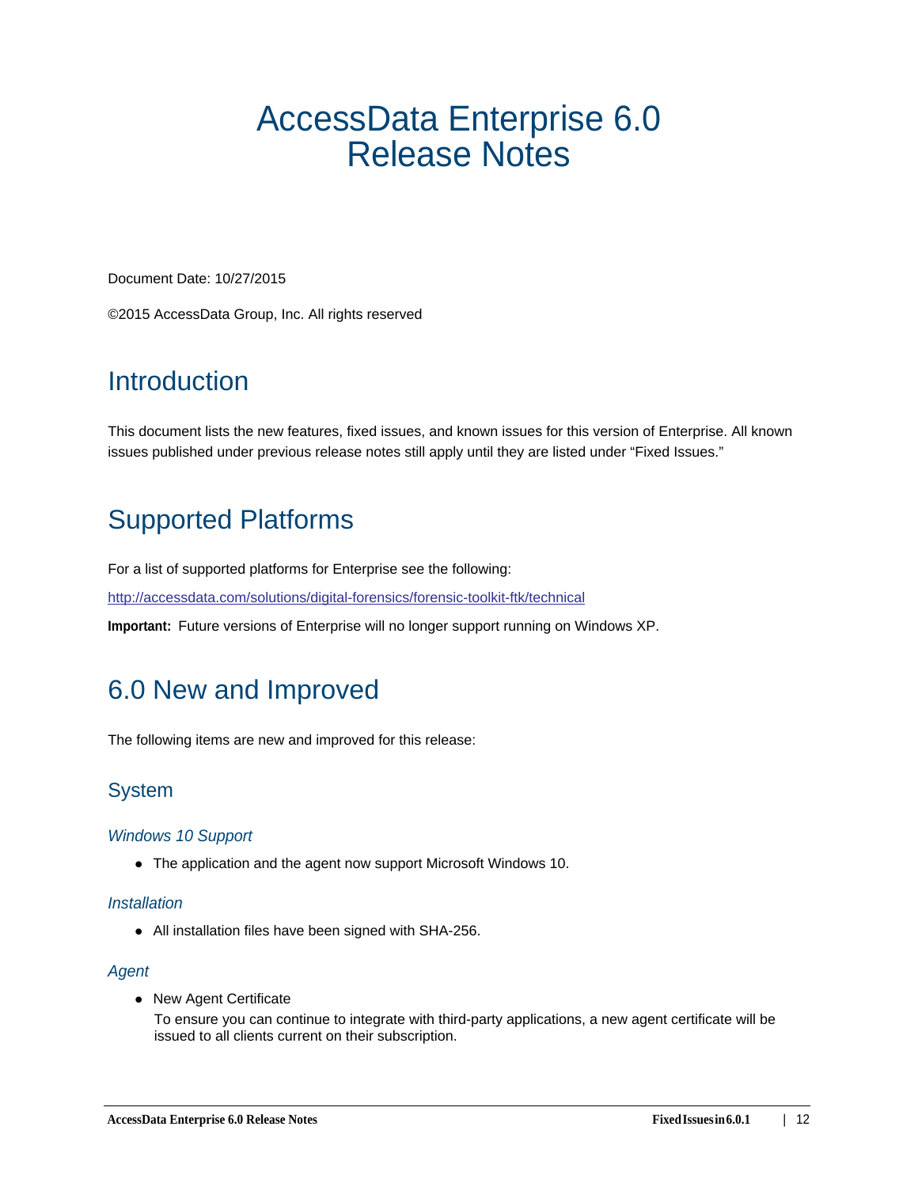# AccessData Enterprise 6.0 Release Notes

Document Date: 10/27/2015

©2015 AccessData Group, Inc. All rights reserved

## Introduction

This document lists the new features, fixed issues, and known issues for this version of Enterprise. All known issues published under previous release notes still apply until they are listed under "Fixed Issues."

## Supported Platforms

For a list of supported platforms for Enterprise see the following:

http://accessdata.com/solutions/digital-forensics/forensic-toolkit-ftk/technical

**Important:** Future versions of Enterprise will no longer support running on Windows XP.

## 6.0 New and Improved

The following items are new and improved for this release:

### System

#### *Windows 10 Support*

- The application and the agent now support Microsoft Windows 10.

#### *Installation*

- All installation files have been signed with SHA-256.

#### *Agent*

- New Agent Certificate
  To ensure you can continue to integrate with third-party applications, a new agent certificate will be issued to all clients current on their subscription.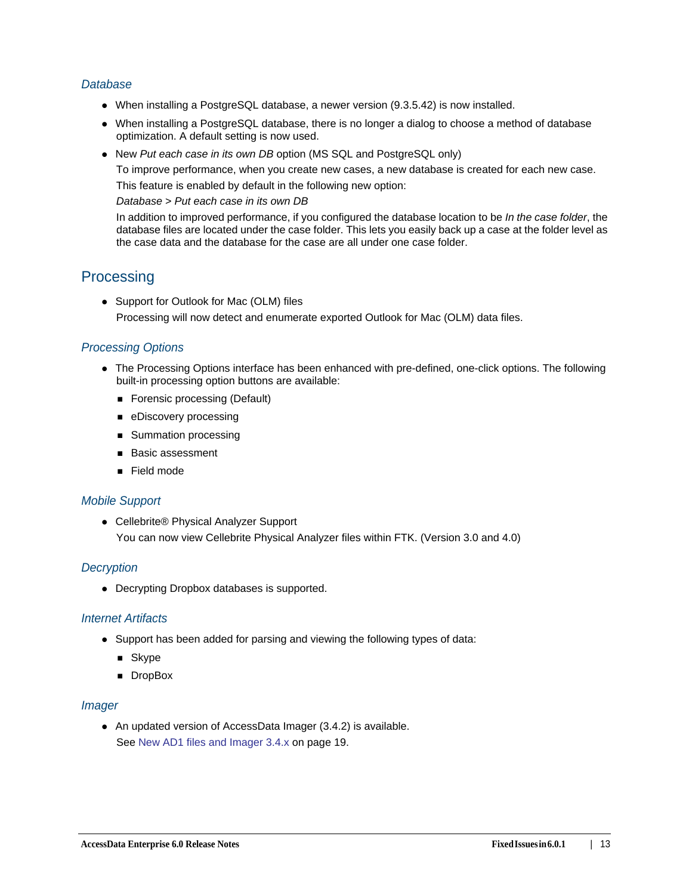### *Database*

- When installing a PostgreSQL database, a newer version (9.3.5.42) is now installed.
- When installing a PostgreSQL database, there is no longer a dialog to choose a method of database optimization. A default setting is now used.
- New *Put each case in its own DB* option (MS SQL and PostgreSQL only)

  To improve performance, when you create new cases, a new database is created for each new case.

  This feature is enabled by default in the following new option:

  *Database > Put each case in its own DB*

  In addition to improved performance, if you configured the database location to be *In the case folder*, the database files are located under the case folder. This lets you easily back up a case at the folder level as the case data and the database for the case are all under one case folder.

## Processing

- Support for Outlook for Mac (OLM) files

  Processing will now detect and enumerate exported Outlook for Mac (OLM) data files.

### *Processing Options*

- The Processing Options interface has been enhanced with pre-defined, one-click options. The following built-in processing option buttons are available:
  - Forensic processing (Default)
  - eDiscovery processing
  - Summation processing
  - Basic assessment
  - Field mode

### *Mobile Support*

- Cellebrite® Physical Analyzer Support

  You can now view Cellebrite Physical Analyzer files within FTK. (Version 3.0 and 4.0)

### *Decryption*

- Decrypting Dropbox databases is supported.

### *Internet Artifacts*

- Support has been added for parsing and viewing the following types of data:
  - Skype
  - DropBox

### *Imager*

- An updated version of AccessData Imager (3.4.2) is available.

  See New AD1 files and Imager 3.4.x on page 19.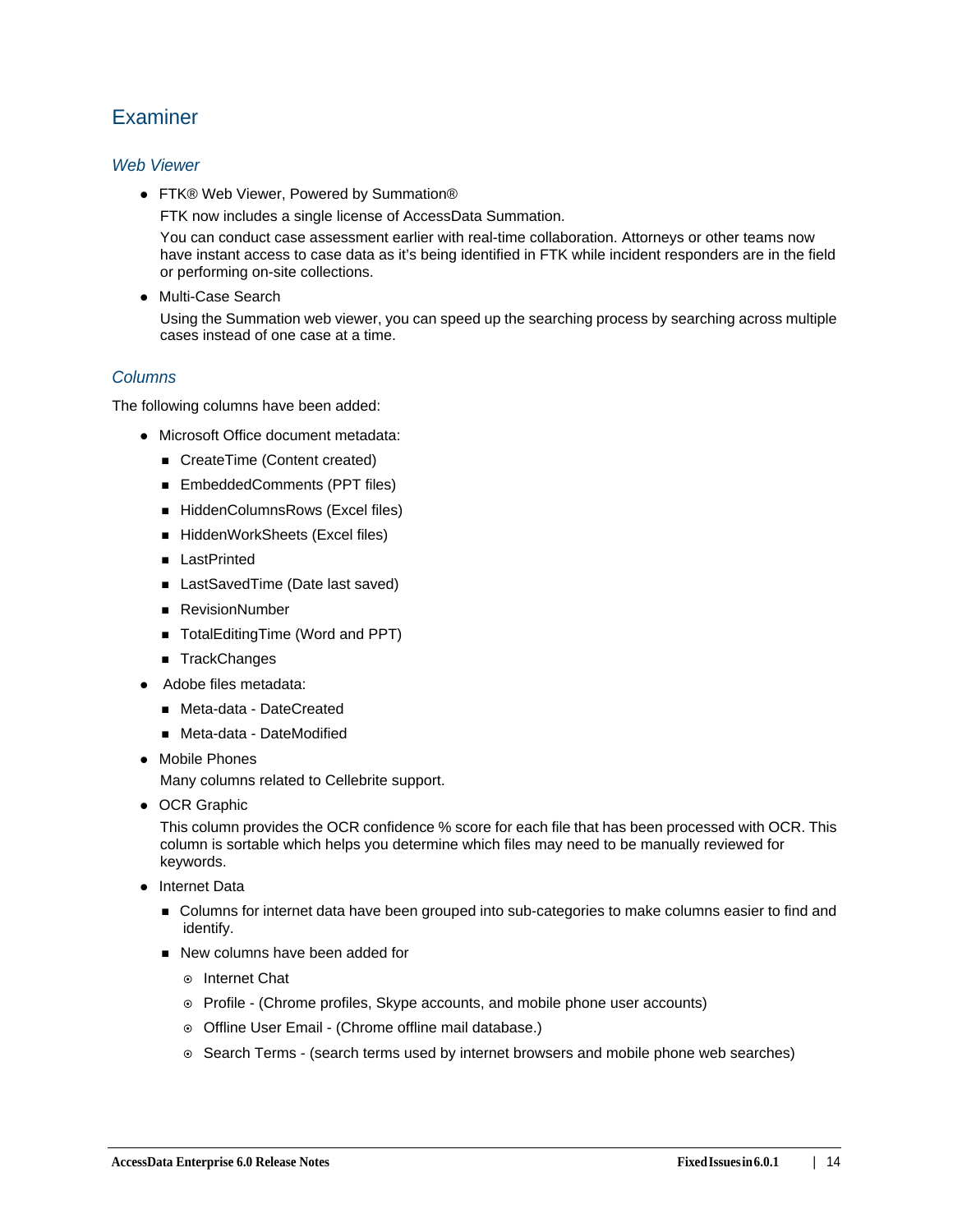## Examiner

### *Web Viewer*

- FTK® Web Viewer, Powered by Summation®

  FTK now includes a single license of AccessData Summation.

  You can conduct case assessment earlier with real-time collaboration. Attorneys or other teams now have instant access to case data as it's being identified in FTK while incident responders are in the field or performing on-site collections.

- Multi-Case Search

  Using the Summation web viewer, you can speed up the searching process by searching across multiple cases instead of one case at a time.

### *Columns*

The following columns have been added:

- Microsoft Office document metadata:
  - CreateTime (Content created)
  - EmbeddedComments (PPT files)
  - HiddenColumnsRows (Excel files)
  - HiddenWorkSheets (Excel files)
  - LastPrinted
  - LastSavedTime (Date last saved)
  - RevisionNumber
  - TotalEditingTime (Word and PPT)
  - TrackChanges
- Adobe files metadata:
  - Meta-data - DateCreated
  - Meta-data - DateModified
- Mobile Phones

  Many columns related to Cellebrite support.

- OCR Graphic

  This column provides the OCR confidence % score for each file that has been processed with OCR. This column is sortable which helps you determine which files may need to be manually reviewed for keywords.

- Internet Data
  - Columns for internet data have been grouped into sub-categories to make columns easier to find and identify.
  - New columns have been added for
    - Internet Chat
    - Profile - (Chrome profiles, Skype accounts, and mobile phone user accounts)
    - Offline User Email - (Chrome offline mail database.)
    - Search Terms - (search terms used by internet browsers and mobile phone web searches)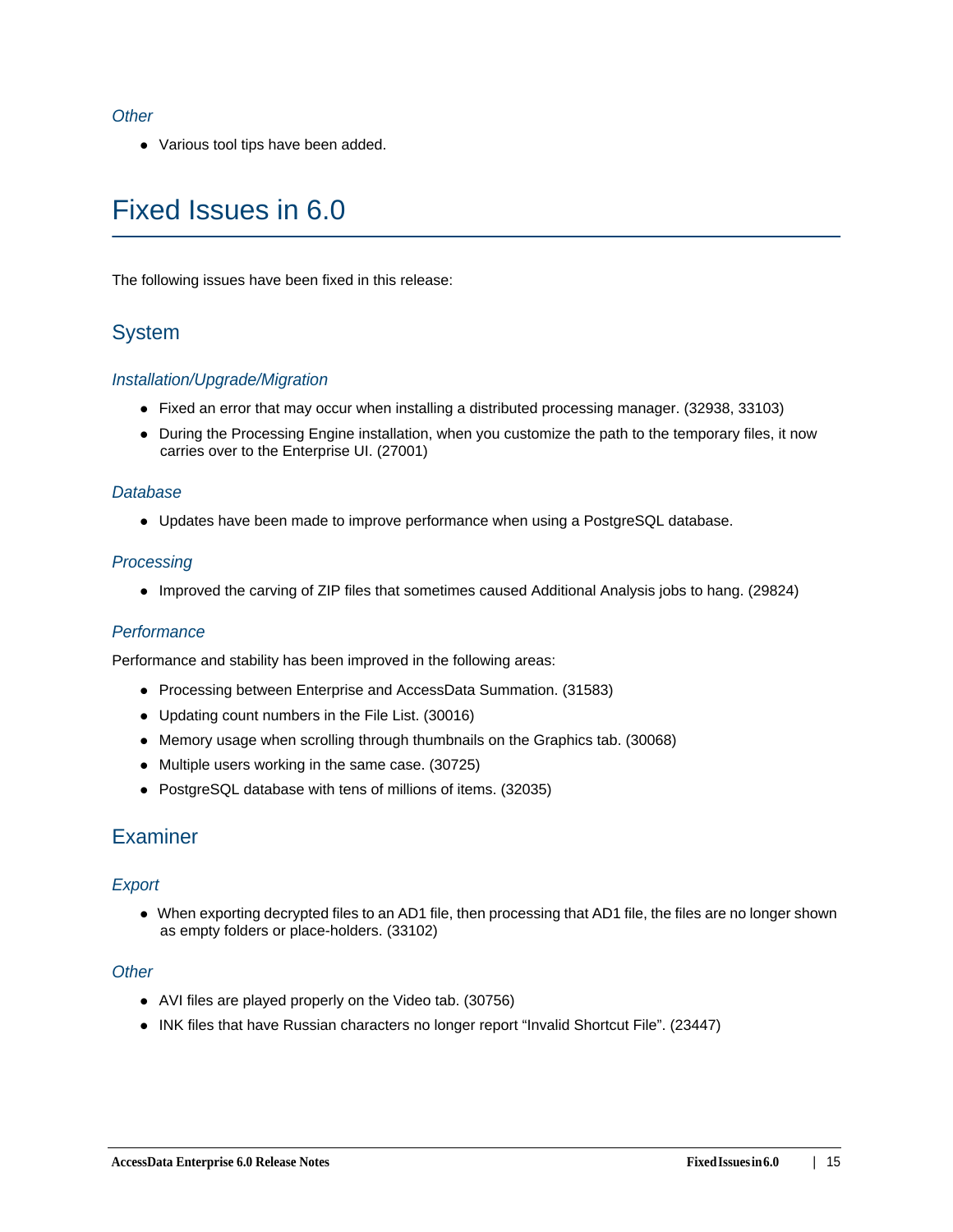### *Other*

- Various tool tips have been added.

# Fixed Issues in 6.0

The following issues have been fixed in this release:

## System

### *Installation/Upgrade/Migration*

- Fixed an error that may occur when installing a distributed processing manager. (32938, 33103)
- During the Processing Engine installation, when you customize the path to the temporary files, it now carries over to the Enterprise UI. (27001)

### *Database*

- Updates have been made to improve performance when using a PostgreSQL database.

### *Processing*

- Improved the carving of ZIP files that sometimes caused Additional Analysis jobs to hang. (29824)

### *Performance*

Performance and stability has been improved in the following areas:

- Processing between Enterprise and AccessData Summation. (31583)
- Updating count numbers in the File List. (30016)
- Memory usage when scrolling through thumbnails on the Graphics tab. (30068)
- Multiple users working in the same case. (30725)
- PostgreSQL database with tens of millions of items. (32035)

## Examiner

### *Export*

- When exporting decrypted files to an AD1 file, then processing that AD1 file, the files are no longer shown as empty folders or place-holders. (33102)

### *Other*

- AVI files are played properly on the Video tab. (30756)
- INK files that have Russian characters no longer report “Invalid Shortcut File”. (23447)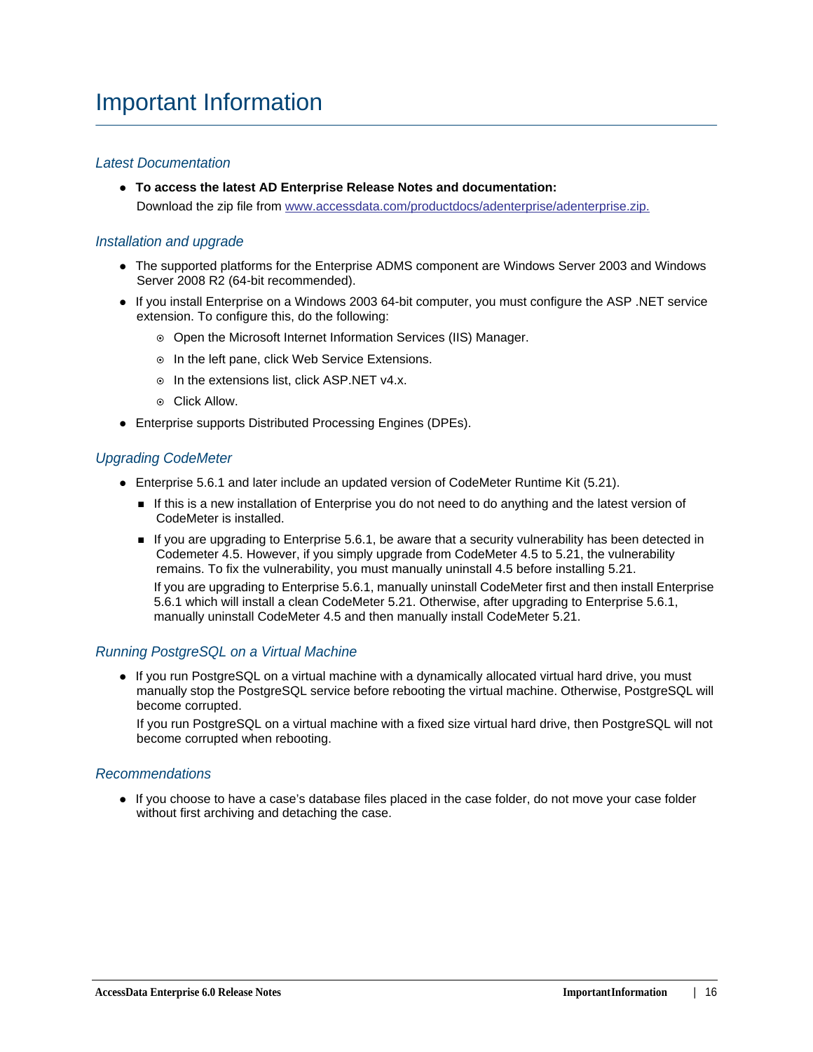# Important Information

### *Latest Documentation*

- **To access the latest AD Enterprise Release Notes and documentation:**
  Download the zip file from [www.accessdata.com/productdocs/adenterprise/adenterprise.zip.](www.accessdata.com/productdocs/adenterprise/adenterprise.zip)

### *Installation and upgrade*

- The supported platforms for the Enterprise ADMS component are Windows Server 2003 and Windows Server 2008 R2 (64-bit recommended).
- If you install Enterprise on a Windows 2003 64-bit computer, you must configure the ASP .NET service extension. To configure this, do the following:
  - Open the Microsoft Internet Information Services (IIS) Manager.
  - In the left pane, click Web Service Extensions.
  - In the extensions list, click ASP.NET v4.x.
  - Click Allow.
- Enterprise supports Distributed Processing Engines (DPEs).

### *Upgrading CodeMeter*

- Enterprise 5.6.1 and later include an updated version of CodeMeter Runtime Kit (5.21).
  - If this is a new installation of Enterprise you do not need to do anything and the latest version of CodeMeter is installed.
  - If you are upgrading to Enterprise 5.6.1, be aware that a security vulnerability has been detected in Codemeter 4.5. However, if you simply upgrade from CodeMeter 4.5 to 5.21, the vulnerability remains. To fix the vulnerability, you must manually uninstall 4.5 before installing 5.21.

    If you are upgrading to Enterprise 5.6.1, manually uninstall CodeMeter first and then install Enterprise 5.6.1 which will install a clean CodeMeter 5.21. Otherwise, after upgrading to Enterprise 5.6.1, manually uninstall CodeMeter 4.5 and then manually install CodeMeter 5.21.

### *Running PostgreSQL on a Virtual Machine*

- If you run PostgreSQL on a virtual machine with a dynamically allocated virtual hard drive, you must manually stop the PostgreSQL service before rebooting the virtual machine. Otherwise, PostgreSQL will become corrupted.

  If you run PostgreSQL on a virtual machine with a fixed size virtual hard drive, then PostgreSQL will not become corrupted when rebooting.

### *Recommendations*

- If you choose to have a case's database files placed in the case folder, do not move your case folder without first archiving and detaching the case.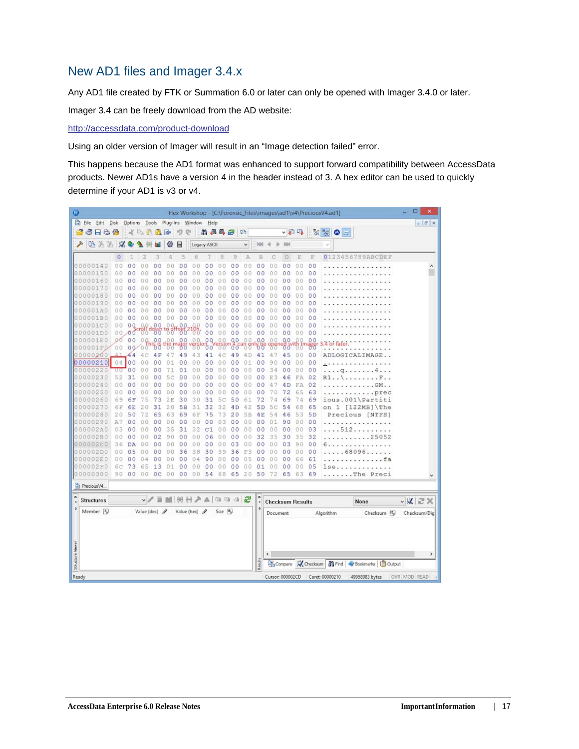## New AD1 files and Imager 3.4.x

Any AD1 file created by FTK or Summation 6.0 or later can only be opened with Imager 3.4.0 or later.

Imager 3.4 can be freely download from the AD website:

http://accessdata.com/product-download

Using an older version of Imager will result in an "Image detection failed" error.

This happens because the AD1 format was enhanced to support forward compatibility between AccessData products. Newer AD1s have a version 4 in the header instead of 3. A hex editor can be used to quickly determine if your AD1 is v3 or v4.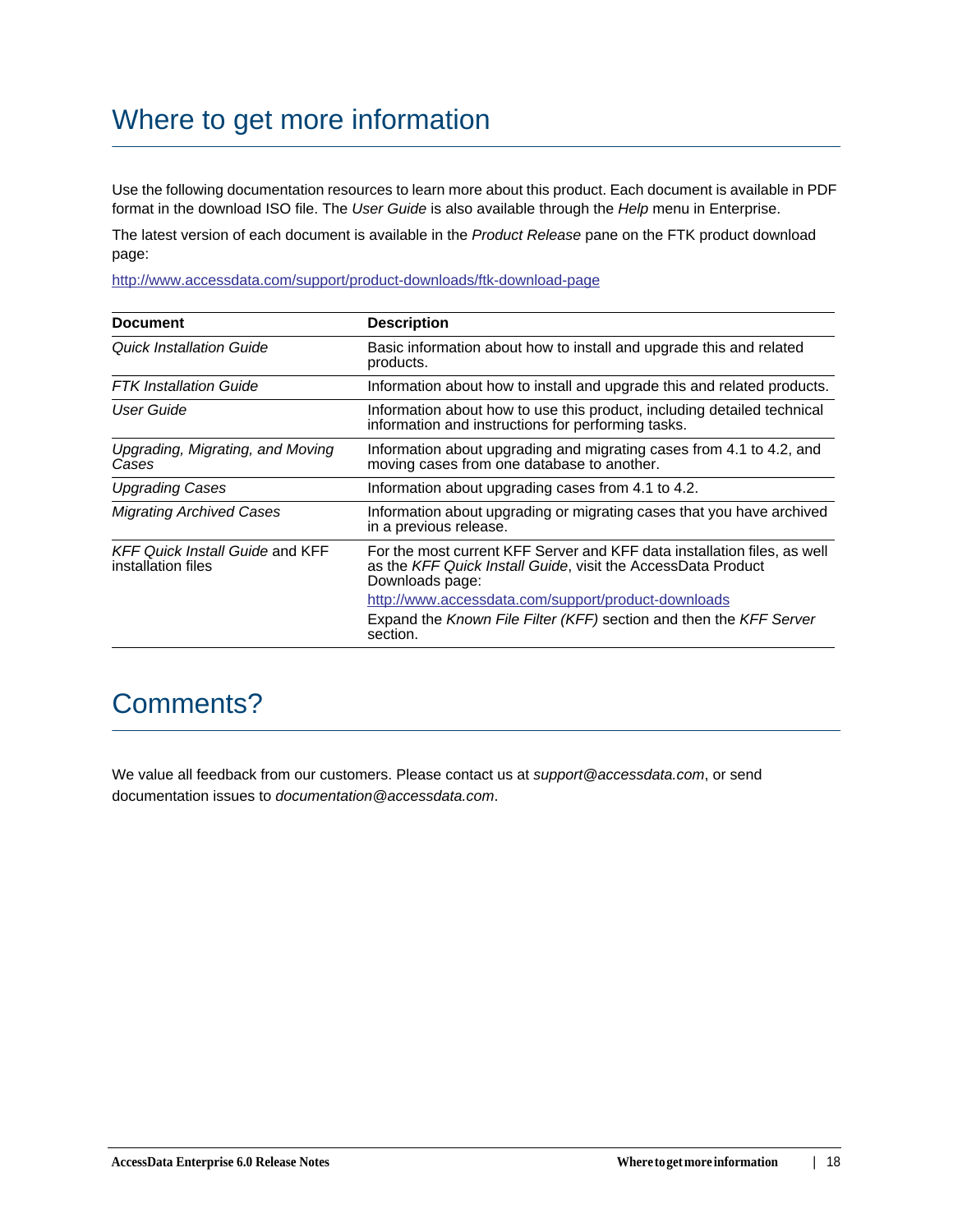# Where to get more information

Use the following documentation resources to learn more about this product. Each document is available in PDF format in the download ISO file. The *User Guide* is also available through the *Help* menu in Enterprise.

The latest version of each document is available in the *Product Release* pane on the FTK product download page:

http://www.accessdata.com/support/product-downloads/ftk-download-page

| Document | Description |
| --- | --- |
| *Quick Installation Guide* | Basic information about how to install and upgrade this and related products. |
| *FTK Installation Guide* | Information about how to install and upgrade this and related products. |
| *User Guide* | Information about how to use this product, including detailed technical information and instructions for performing tasks. |
| *Upgrading, Migrating, and Moving Cases* | Information about upgrading and migrating cases from 4.1 to 4.2, and moving cases from one database to another. |
| *Upgrading Cases* | Information about upgrading cases from 4.1 to 4.2. |
| *Migrating Archived Cases* | Information about upgrading or migrating cases that you have archived in a previous release. |
| *KFF Quick Install Guide* and KFF installation files | For the most current KFF Server and KFF data installation files, as well as the *KFF Quick Install Guide*, visit the AccessData Product Downloads page: http://www.accessdata.com/support/product-downloads Expand the *Known File Filter (KFF)* section and then the *KFF Server* section. |

# Comments?

We value all feedback from our customers. Please contact us at *support@accessdata.com*, or send documentation issues to *documentation@accessdata.com*.